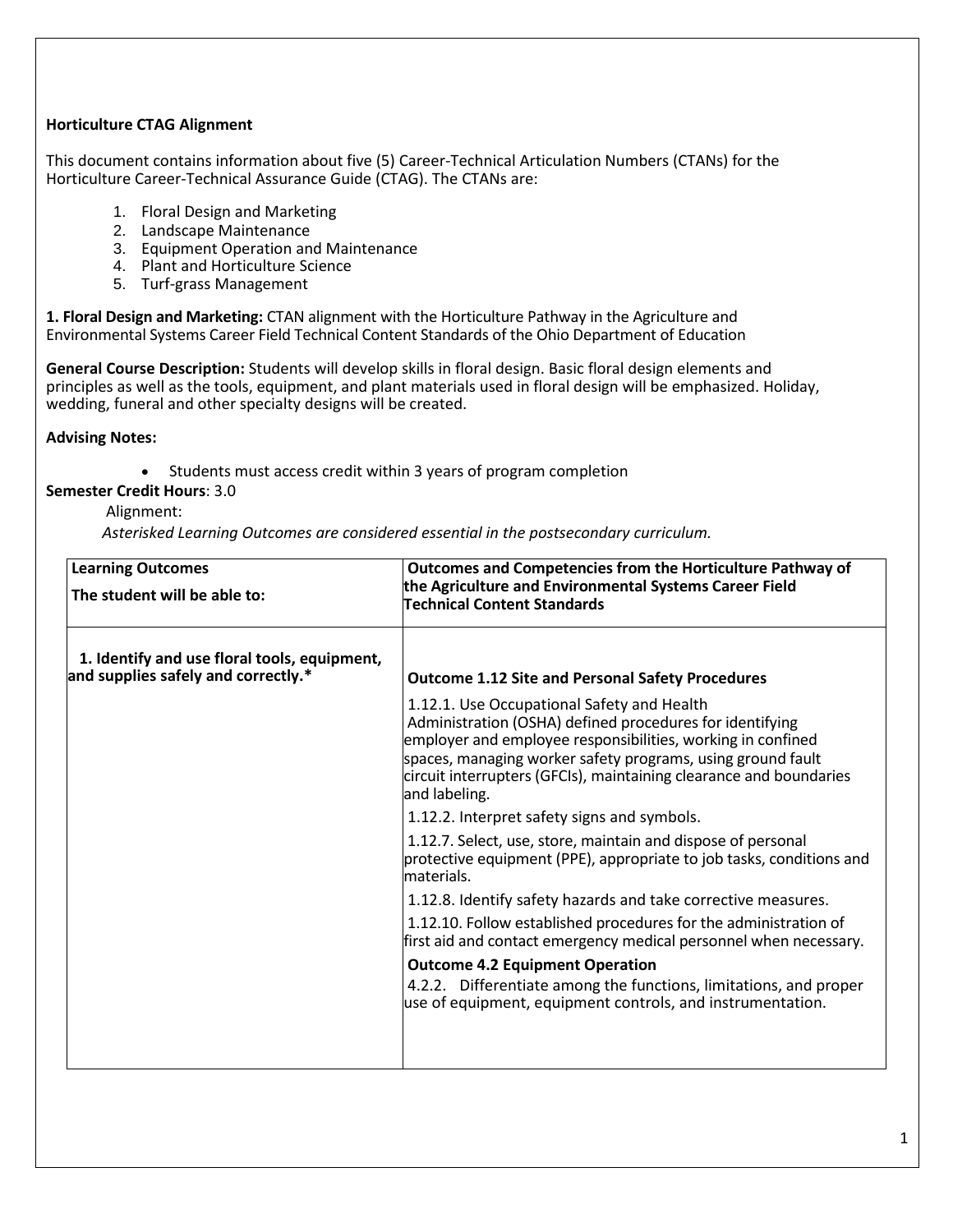**Horticulture CTAG Alignment**

This document contains information about five (5) Career-Technical Articulation Numbers (CTANs) for the Horticulture Career-Technical Assurance Guide (CTAG). The CTANs are:

1. Floral Design and Marketing
2. Landscape Maintenance
3. Equipment Operation and Maintenance
4. Plant and Horticulture Science
5. Turf-grass Management

**1. Floral Design and Marketing:** CTAN alignment with the Horticulture Pathway in the Agriculture and Environmental Systems Career Field Technical Content Standards of the Ohio Department of Education

**General Course Description:** Students will develop skills in floral design. Basic floral design elements and principles as well as the tools, equipment, and plant materials used in floral design will be emphasized. Holiday, wedding, funeral and other specialty designs will be created.

**Advising Notes:**

- Students must access credit within 3 years of program completion

**Semester Credit Hours**: 3.0

Alignment:

*Asterisked Learning Outcomes are considered essential in the postsecondary curriculum.*

| **Learning Outcomes** <br> **The student will be able to:** | **Outcomes and Competencies from the Horticulture Pathway of the Agriculture and Environmental Systems Career Field Technical Content Standards** |
|---|---|
| 1. Identify and use floral tools, equipment, and supplies safely and correctly.* | **Outcome 1.12 Site and Personal Safety Procedures** <br> 1.12.1. Use Occupational Safety and Health Administration (OSHA) defined procedures for identifying employer and employee responsibilities, working in confined spaces, managing worker safety programs, using ground fault circuit interrupters (GFCIs), maintaining clearance and boundaries and labeling. <br> 1.12.2. Interpret safety signs and symbols. <br> 1.12.7. Select, use, store, maintain and dispose of personal protective equipment (PPE), appropriate to job tasks, conditions and materials. <br> 1.12.8. Identify safety hazards and take corrective measures. <br> 1.12.10. Follow established procedures for the administration of first aid and contact emergency medical personnel when necessary. <br> **Outcome 4.2 Equipment Operation** <br> 4.2.2. Differentiate among the functions, limitations, and proper use of equipment, equipment controls, and instrumentation. |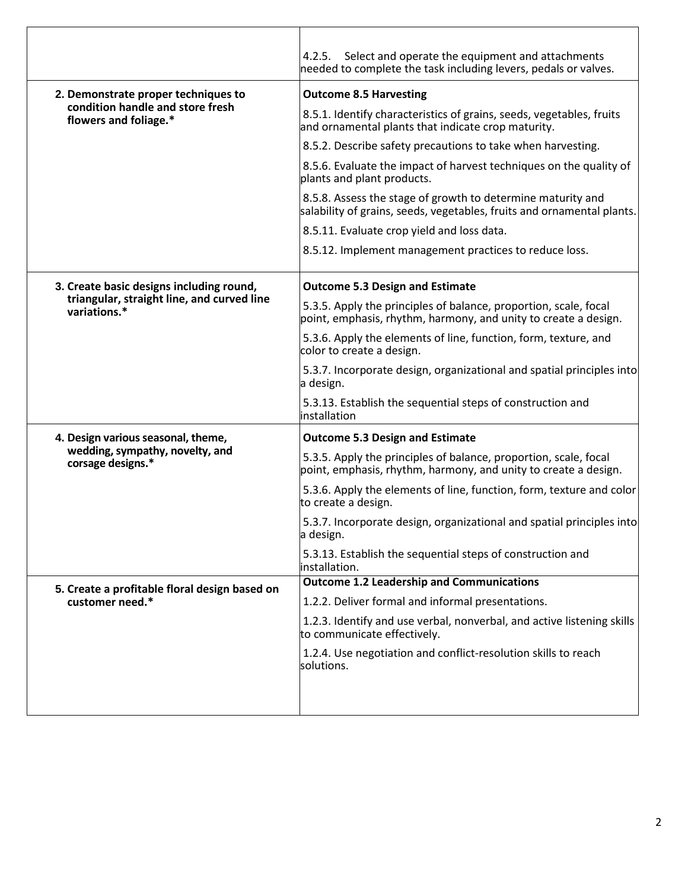| | |
|---|---|
| | 4.2.5. Select and operate the equipment and attachments needed to complete the task including levers, pedals or valves. |
| **2. Demonstrate proper techniques to condition handle and store fresh flowers and foliage.*** | **Outcome 8.5 Harvesting**<br>8.5.1. Identify characteristics of grains, seeds, vegetables, fruits and ornamental plants that indicate crop maturity.<br>8.5.2. Describe safety precautions to take when harvesting.<br>8.5.6. Evaluate the impact of harvest techniques on the quality of plants and plant products.<br>8.5.8. Assess the stage of growth to determine maturity and salability of grains, seeds, vegetables, fruits and ornamental plants.<br>8.5.11. Evaluate crop yield and loss data.<br>8.5.12. Implement management practices to reduce loss. |
| **3. Create basic designs including round, triangular, straight line, and curved line variations.*** | **Outcome 5.3 Design and Estimate**<br>5.3.5. Apply the principles of balance, proportion, scale, focal point, emphasis, rhythm, harmony, and unity to create a design.<br>5.3.6. Apply the elements of line, function, form, texture, and color to create a design.<br>5.3.7. Incorporate design, organizational and spatial principles into a design.<br>5.3.13. Establish the sequential steps of construction and installation |
| **4. Design various seasonal, theme, wedding, sympathy, novelty, and corsage designs.*** | **Outcome 5.3 Design and Estimate**<br>5.3.5. Apply the principles of balance, proportion, scale, focal point, emphasis, rhythm, harmony, and unity to create a design.<br>5.3.6. Apply the elements of line, function, form, texture and color to create a design.<br>5.3.7. Incorporate design, organizational and spatial principles into a design.<br>5.3.13. Establish the sequential steps of construction and installation. |
| **5. Create a profitable floral design based on customer need.*** | **Outcome 1.2 Leadership and Communications**<br>1.2.2. Deliver formal and informal presentations.<br>1.2.3. Identify and use verbal, nonverbal, and active listening skills to communicate effectively.<br>1.2.4. Use negotiation and conflict-resolution skills to reach solutions. |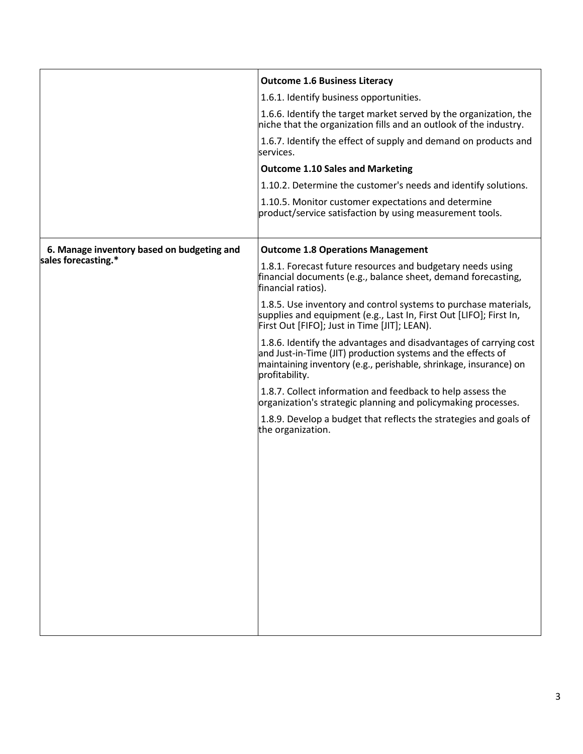| | |
|---|---|
| | **Outcome 1.6 Business Literacy**<br>1.6.1. Identify business opportunities.<br>1.6.6. Identify the target market served by the organization, the niche that the organization fills and an outlook of the industry.<br>1.6.7. Identify the effect of supply and demand on products and services.<br>**Outcome 1.10 Sales and Marketing**<br>1.10.2. Determine the customer's needs and identify solutions.<br>1.10.5. Monitor customer expectations and determine product/service satisfaction by using measurement tools. |
| **6. Manage inventory based on budgeting and sales forecasting.*** | **Outcome 1.8 Operations Management**<br>1.8.1. Forecast future resources and budgetary needs using financial documents (e.g., balance sheet, demand forecasting, financial ratios).<br>1.8.5. Use inventory and control systems to purchase materials, supplies and equipment (e.g., Last In, First Out [LIFO]; First In, First Out [FIFO]; Just in Time [JIT]; LEAN).<br>1.8.6. Identify the advantages and disadvantages of carrying cost and Just-in-Time (JIT) production systems and the effects of maintaining inventory (e.g., perishable, shrinkage, insurance) on profitability.<br>1.8.7. Collect information and feedback to help assess the organization's strategic planning and policymaking processes.<br>1.8.9. Develop a budget that reflects the strategies and goals of the organization. |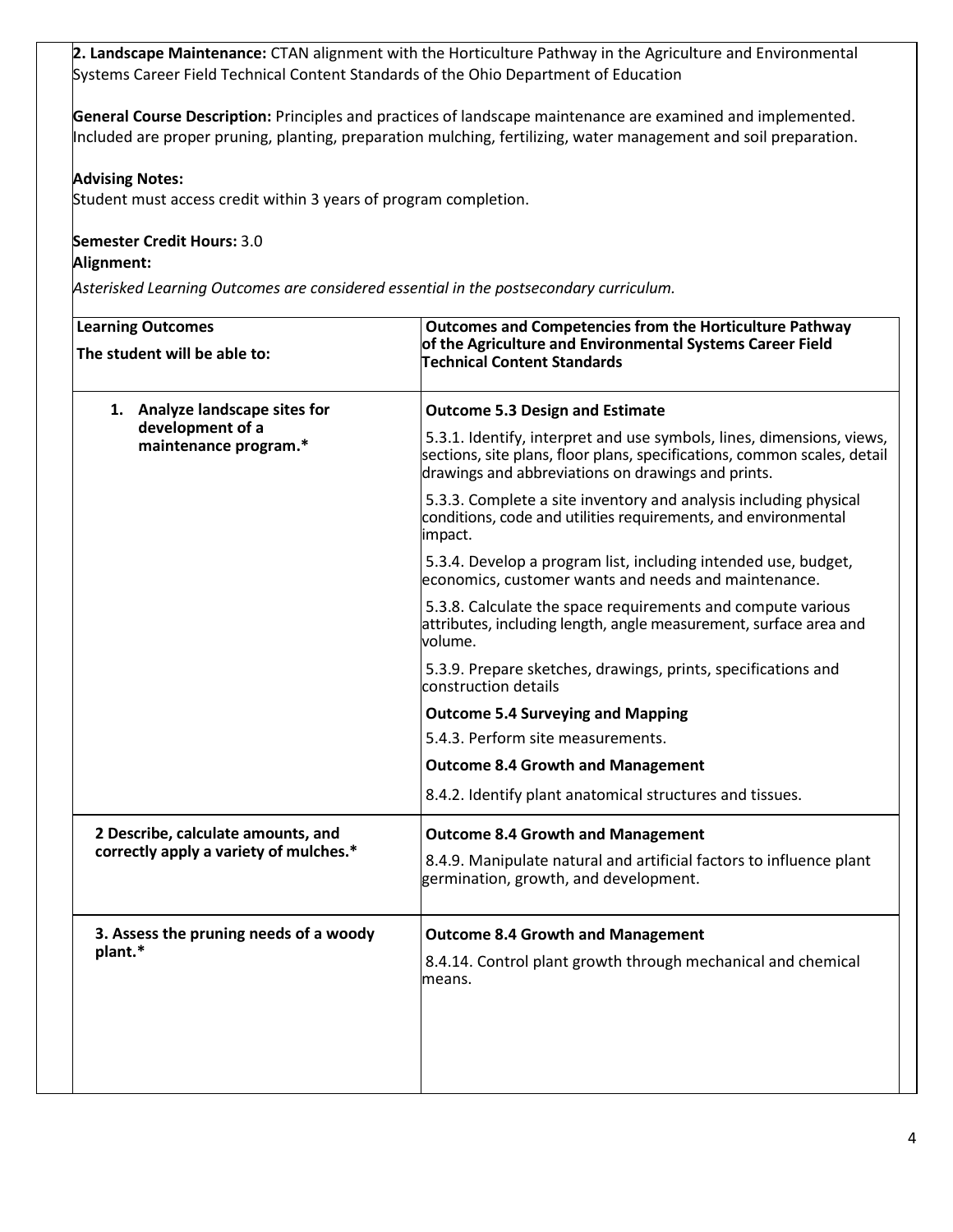**2. Landscape Maintenance:** CTAN alignment with the Horticulture Pathway in the Agriculture and Environmental Systems Career Field Technical Content Standards of the Ohio Department of Education

**General Course Description:** Principles and practices of landscape maintenance are examined and implemented. Included are proper pruning, planting, preparation mulching, fertilizing, water management and soil preparation.

**Advising Notes:**
Student must access credit within 3 years of program completion.

**Semester Credit Hours:** 3.0
**Alignment:**

*Asterisked Learning Outcomes are considered essential in the postsecondary curriculum.*

| **Learning Outcomes** The student will be able to: | **Outcomes and Competencies from the Horticulture Pathway of the Agriculture and Environmental Systems Career Field Technical Content Standards** |
|---|---|
| **1. Analyze landscape sites for development of a maintenance program.*** | **Outcome 5.3 Design and Estimate**<br>5.3.1. Identify, interpret and use symbols, lines, dimensions, views, sections, site plans, floor plans, specifications, common scales, detail drawings and abbreviations on drawings and prints.<br>5.3.3. Complete a site inventory and analysis including physical conditions, code and utilities requirements, and environmental impact.<br>5.3.4. Develop a program list, including intended use, budget, economics, customer wants and needs and maintenance.<br>5.3.8. Calculate the space requirements and compute various attributes, including length, angle measurement, surface area and volume.<br>5.3.9. Prepare sketches, drawings, prints, specifications and construction details<br>**Outcome 5.4 Surveying and Mapping**<br>5.4.3. Perform site measurements.<br>**Outcome 8.4 Growth and Management**<br>8.4.2. Identify plant anatomical structures and tissues. |
| **2 Describe, calculate amounts, and correctly apply a variety of mulches.*** | **Outcome 8.4 Growth and Management**<br>8.4.9. Manipulate natural and artificial factors to influence plant germination, growth, and development. |
| **3. Assess the pruning needs of a woody plant.*** | **Outcome 8.4 Growth and Management**<br>8.4.14. Control plant growth through mechanical and chemical means. |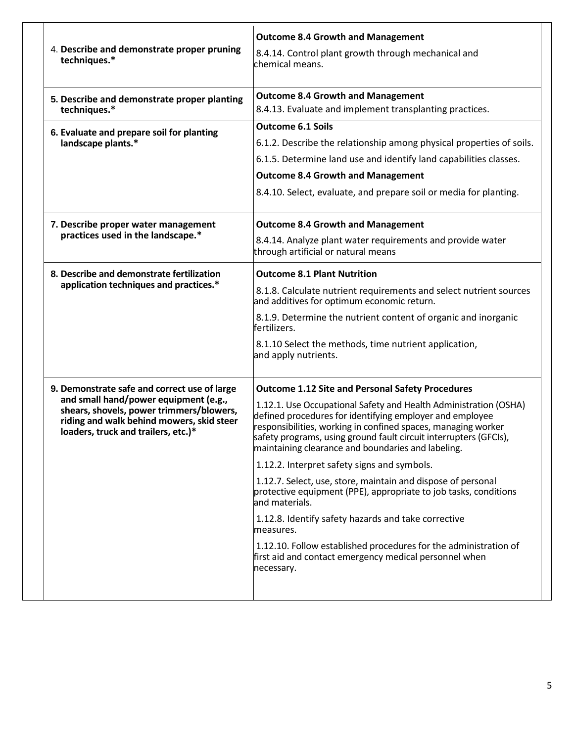| | |
|---|---|
| 4. **Describe and demonstrate proper pruning techniques.*** | **Outcome 8.4 Growth and Management**<br>8.4.14. Control plant growth through mechanical and chemical means. |
| **5. Describe and demonstrate proper planting techniques.*** | **Outcome 8.4 Growth and Management**<br>8.4.13. Evaluate and implement transplanting practices. |
| **6. Evaluate and prepare soil for planting landscape plants.*** | **Outcome 6.1 Soils**<br>6.1.2. Describe the relationship among physical properties of soils.<br>6.1.5. Determine land use and identify land capabilities classes.<br>**Outcome 8.4 Growth and Management**<br>8.4.10. Select, evaluate, and prepare soil or media for planting. |
| **7. Describe proper water management practices used in the landscape.*** | **Outcome 8.4 Growth and Management**<br>8.4.14. Analyze plant water requirements and provide water through artificial or natural means |
| **8. Describe and demonstrate fertilization application techniques and practices.*** | **Outcome 8.1 Plant Nutrition**<br>8.1.8. Calculate nutrient requirements and select nutrient sources and additives for optimum economic return.<br>8.1.9. Determine the nutrient content of organic and inorganic fertilizers.<br>8.1.10 Select the methods, time nutrient application, and apply nutrients. |
| **9. Demonstrate safe and correct use of large and small hand/power equipment (e.g., shears, shovels, power trimmers/blowers, riding and walk behind mowers, skid steer loaders, truck and trailers, etc.)*** | **Outcome 1.12 Site and Personal Safety Procedures**<br>1.12.1. Use Occupational Safety and Health Administration (OSHA) defined procedures for identifying employer and employee responsibilities, working in confined spaces, managing worker safety programs, using ground fault circuit interrupters (GFCIs), maintaining clearance and boundaries and labeling.<br>1.12.2. Interpret safety signs and symbols.<br>1.12.7. Select, use, store, maintain and dispose of personal protective equipment (PPE), appropriate to job tasks, conditions and materials.<br>1.12.8. Identify safety hazards and take corrective measures.<br>1.12.10. Follow established procedures for the administration of first aid and contact emergency medical personnel when necessary. |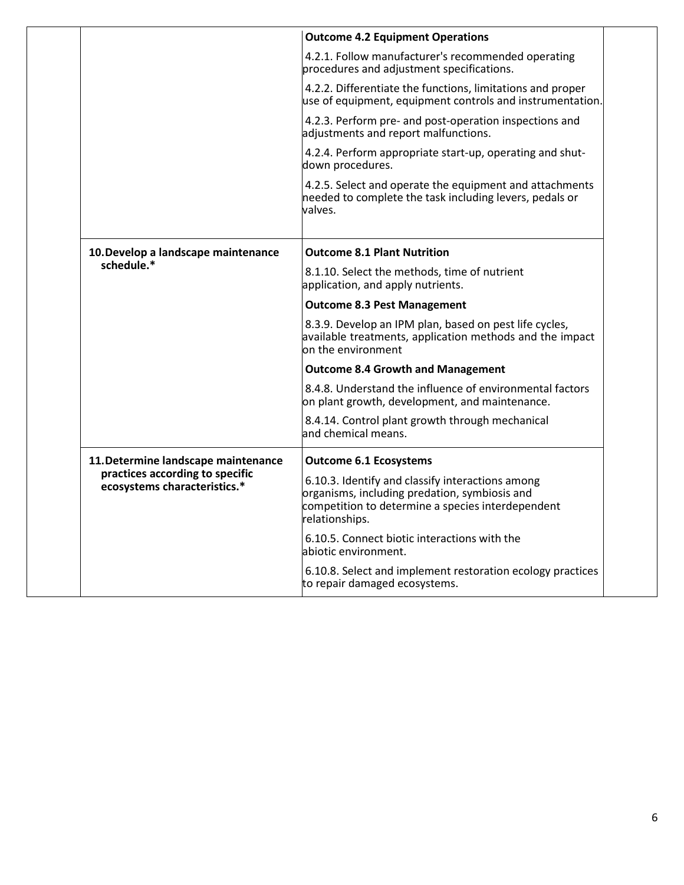| | | | |
|---|---|---|---|
| | | **Outcome 4.2 Equipment Operations**<br>4.2.1. Follow manufacturer's recommended operating procedures and adjustment specifications.<br>4.2.2. Differentiate the functions, limitations and proper use of equipment, equipment controls and instrumentation.<br>4.2.3. Perform pre- and post-operation inspections and adjustments and report malfunctions.<br>4.2.4. Perform appropriate start-up, operating and shut-down procedures.<br>4.2.5. Select and operate the equipment and attachments needed to complete the task including levers, pedals or valves. | |
| | **10. Develop a landscape maintenance schedule.*** | **Outcome 8.1 Plant Nutrition**<br>8.1.10. Select the methods, time of nutrient application, and apply nutrients.<br>**Outcome 8.3 Pest Management**<br>8.3.9. Develop an IPM plan, based on pest life cycles, available treatments, application methods and the impact on the environment<br>**Outcome 8.4 Growth and Management**<br>8.4.8. Understand the influence of environmental factors on plant growth, development, and maintenance.<br>8.4.14. Control plant growth through mechanical and chemical means. | |
| | **11. Determine landscape maintenance practices according to specific ecosystems characteristics.*** | **Outcome 6.1 Ecosystems**<br>6.10.3. Identify and classify interactions among organisms, including predation, symbiosis and competition to determine a species interdependent relationships.<br>6.10.5. Connect biotic interactions with the abiotic environment.<br>6.10.8. Select and implement restoration ecology practices to repair damaged ecosystems. | |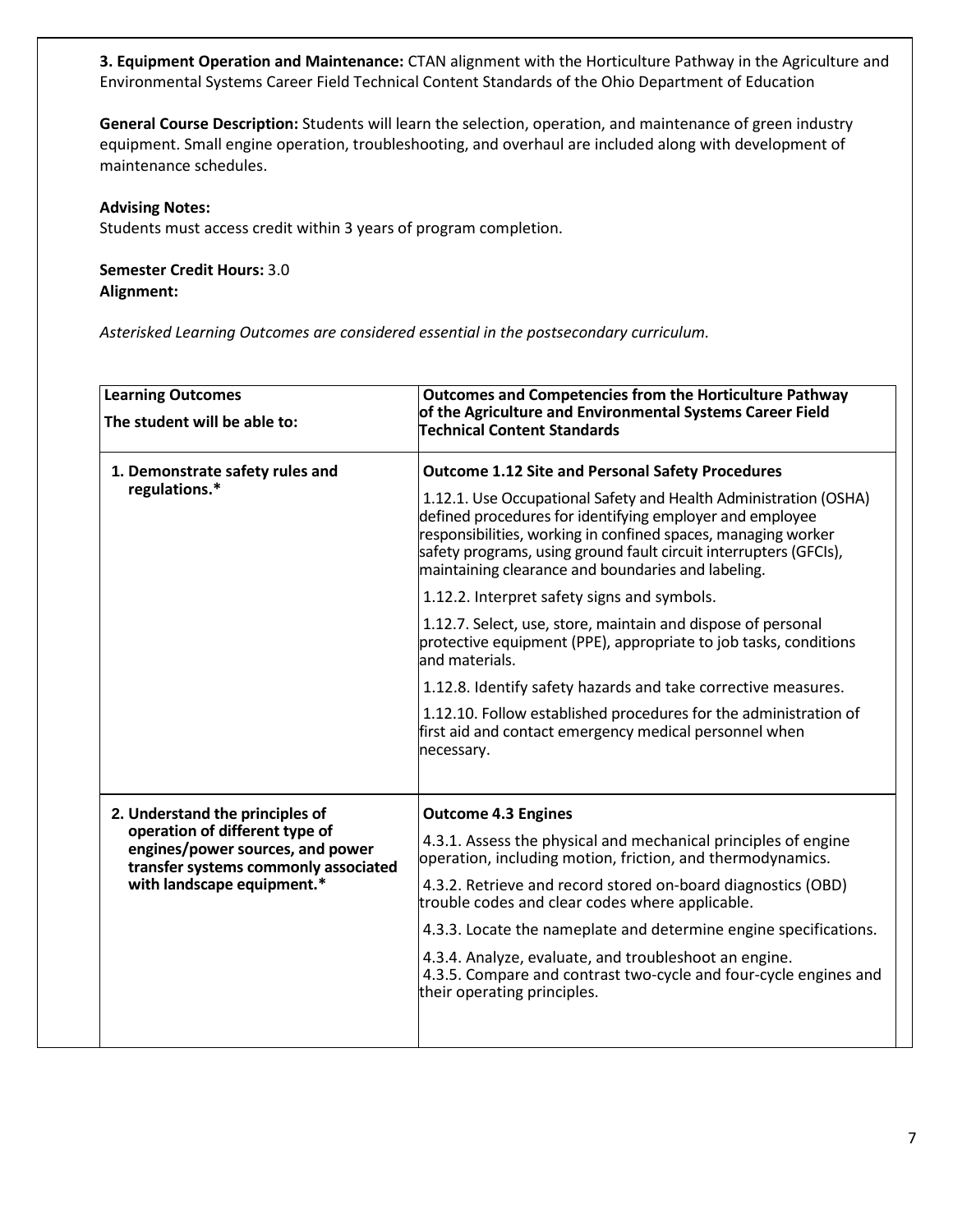**3. Equipment Operation and Maintenance:** CTAN alignment with the Horticulture Pathway in the Agriculture and Environmental Systems Career Field Technical Content Standards of the Ohio Department of Education

**General Course Description:** Students will learn the selection, operation, and maintenance of green industry equipment. Small engine operation, troubleshooting, and overhaul are included along with development of maintenance schedules.

**Advising Notes:**
Students must access credit within 3 years of program completion.

**Semester Credit Hours:** 3.0
**Alignment:**

*Asterisked Learning Outcomes are considered essential in the postsecondary curriculum.*

| **Learning Outcomes**<br>**The student will be able to:** | **Outcomes and Competencies from the Horticulture Pathway of the Agriculture and Environmental Systems Career Field Technical Content Standards** |
|---|---|
| **1. Demonstrate safety rules and regulations.*** | **Outcome 1.12 Site and Personal Safety Procedures**<br>1.12.1. Use Occupational Safety and Health Administration (OSHA) defined procedures for identifying employer and employee responsibilities, working in confined spaces, managing worker safety programs, using ground fault circuit interrupters (GFCIs), maintaining clearance and boundaries and labeling.<br>1.12.2. Interpret safety signs and symbols.<br>1.12.7. Select, use, store, maintain and dispose of personal protective equipment (PPE), appropriate to job tasks, conditions and materials.<br>1.12.8. Identify safety hazards and take corrective measures.<br>1.12.10. Follow established procedures for the administration of first aid and contact emergency medical personnel when necessary. |
| **2. Understand the principles of operation of different type of engines/power sources, and power transfer systems commonly associated with landscape equipment.*** | **Outcome 4.3 Engines**<br>4.3.1. Assess the physical and mechanical principles of engine operation, including motion, friction, and thermodynamics.<br>4.3.2. Retrieve and record stored on-board diagnostics (OBD) trouble codes and clear codes where applicable.<br>4.3.3. Locate the nameplate and determine engine specifications.<br>4.3.4. Analyze, evaluate, and troubleshoot an engine.<br>4.3.5. Compare and contrast two-cycle and four-cycle engines and their operating principles. |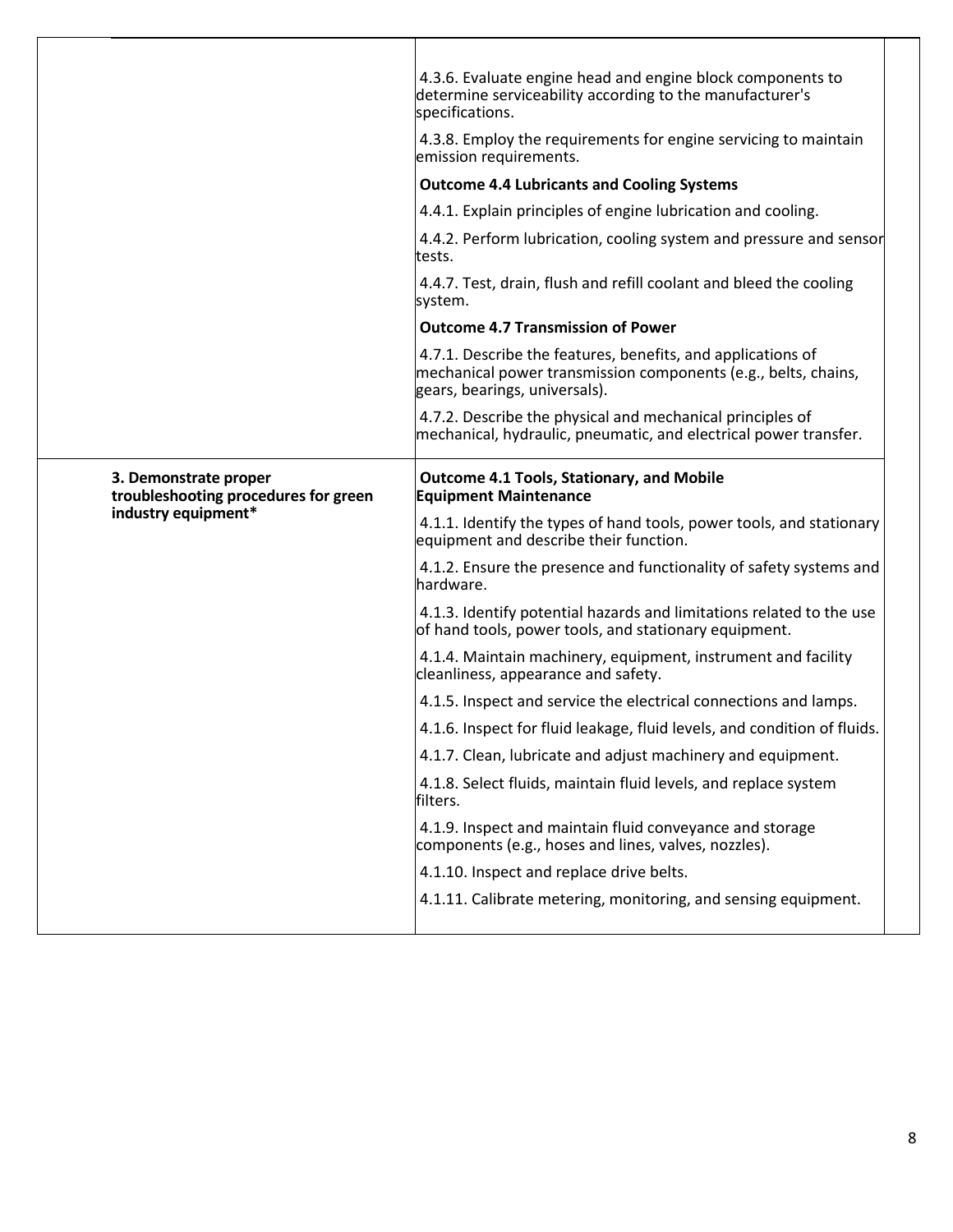| | | |
|---|---|---|
| | 4.3.6. Evaluate engine head and engine block components to determine serviceability according to the manufacturer's specifications.<br><br>4.3.8. Employ the requirements for engine servicing to maintain emission requirements.<br><br>**Outcome 4.4 Lubricants and Cooling Systems**<br><br>4.4.1. Explain principles of engine lubrication and cooling.<br><br>4.4.2. Perform lubrication, cooling system and pressure and sensor tests.<br><br>4.4.7. Test, drain, flush and refill coolant and bleed the cooling system.<br><br>**Outcome 4.7 Transmission of Power**<br><br>4.7.1. Describe the features, benefits, and applications of mechanical power transmission components (e.g., belts, chains, gears, bearings, universals).<br><br>4.7.2. Describe the physical and mechanical principles of mechanical, hydraulic, pneumatic, and electrical power transfer. | |
| **3. Demonstrate proper troubleshooting procedures for green industry equipment*** | **Outcome 4.1 Tools, Stationary, and Mobile Equipment Maintenance**<br><br>4.1.1. Identify the types of hand tools, power tools, and stationary equipment and describe their function.<br><br>4.1.2. Ensure the presence and functionality of safety systems and hardware.<br><br>4.1.3. Identify potential hazards and limitations related to the use of hand tools, power tools, and stationary equipment.<br><br>4.1.4. Maintain machinery, equipment, instrument and facility cleanliness, appearance and safety.<br><br>4.1.5. Inspect and service the electrical connections and lamps.<br><br>4.1.6. Inspect for fluid leakage, fluid levels, and condition of fluids.<br><br>4.1.7. Clean, lubricate and adjust machinery and equipment.<br><br>4.1.8. Select fluids, maintain fluid levels, and replace system filters.<br><br>4.1.9. Inspect and maintain fluid conveyance and storage components (e.g., hoses and lines, valves, nozzles).<br><br>4.1.10. Inspect and replace drive belts.<br><br>4.1.11. Calibrate metering, monitoring, and sensing equipment. | |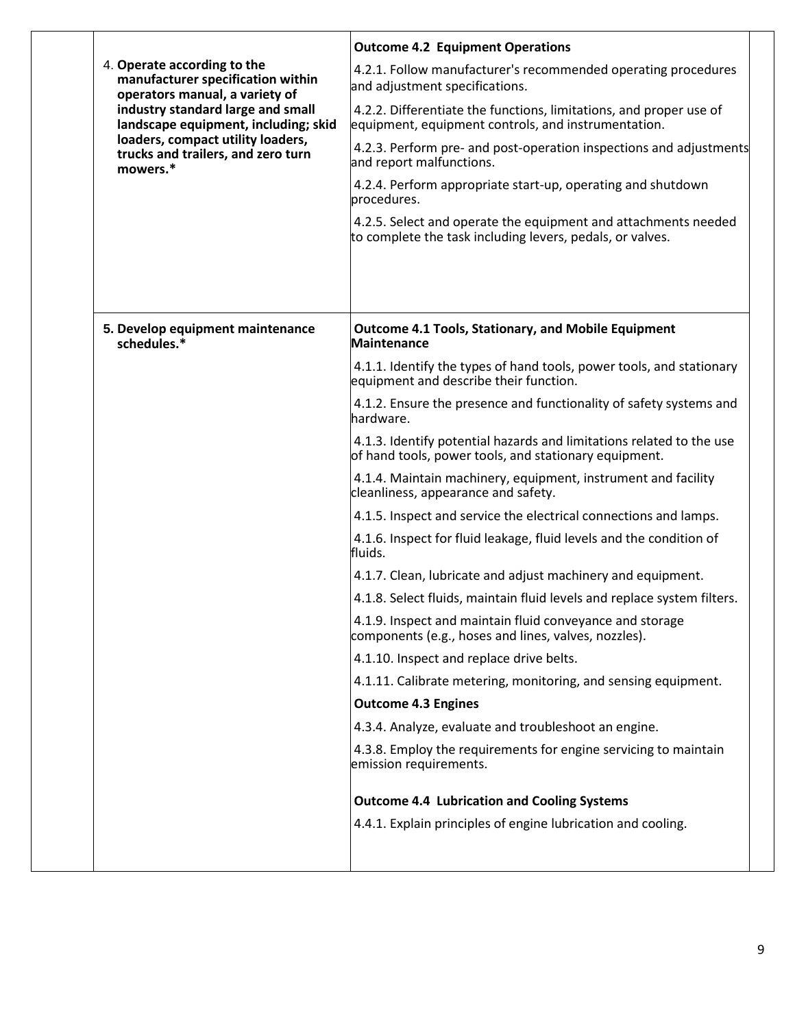| | | | |
|---|---|---|---|
| | 4. **Operate according to the manufacturer specification within operators manual, a variety of industry standard large and small landscape equipment, including; skid loaders, compact utility loaders, trucks and trailers, and zero turn mowers.*** | **Outcome 4.2 Equipment Operations**<br><br>4.2.1. Follow manufacturer's recommended operating procedures and adjustment specifications.<br><br>4.2.2. Differentiate the functions, limitations, and proper use of equipment, equipment controls, and instrumentation.<br><br>4.2.3. Perform pre- and post-operation inspections and adjustments and report malfunctions.<br><br>4.2.4. Perform appropriate start-up, operating and shutdown procedures.<br><br>4.2.5. Select and operate the equipment and attachments needed to complete the task including levers, pedals, or valves. | |
| | **5. Develop equipment maintenance schedules.*** | **Outcome 4.1 Tools, Stationary, and Mobile Equipment Maintenance**<br><br>4.1.1. Identify the types of hand tools, power tools, and stationary equipment and describe their function.<br><br>4.1.2. Ensure the presence and functionality of safety systems and hardware.<br><br>4.1.3. Identify potential hazards and limitations related to the use of hand tools, power tools, and stationary equipment.<br><br>4.1.4. Maintain machinery, equipment, instrument and facility cleanliness, appearance and safety.<br><br>4.1.5. Inspect and service the electrical connections and lamps.<br><br>4.1.6. Inspect for fluid leakage, fluid levels and the condition of fluids.<br><br>4.1.7. Clean, lubricate and adjust machinery and equipment.<br><br>4.1.8. Select fluids, maintain fluid levels and replace system filters.<br><br>4.1.9. Inspect and maintain fluid conveyance and storage components (e.g., hoses and lines, valves, nozzles).<br><br>4.1.10. Inspect and replace drive belts.<br><br>4.1.11. Calibrate metering, monitoring, and sensing equipment.<br><br>**Outcome 4.3 Engines**<br><br>4.3.4. Analyze, evaluate and troubleshoot an engine.<br><br>4.3.8. Employ the requirements for engine servicing to maintain emission requirements.<br><br>**Outcome 4.4 Lubrication and Cooling Systems**<br><br>4.4.1. Explain principles of engine lubrication and cooling. | |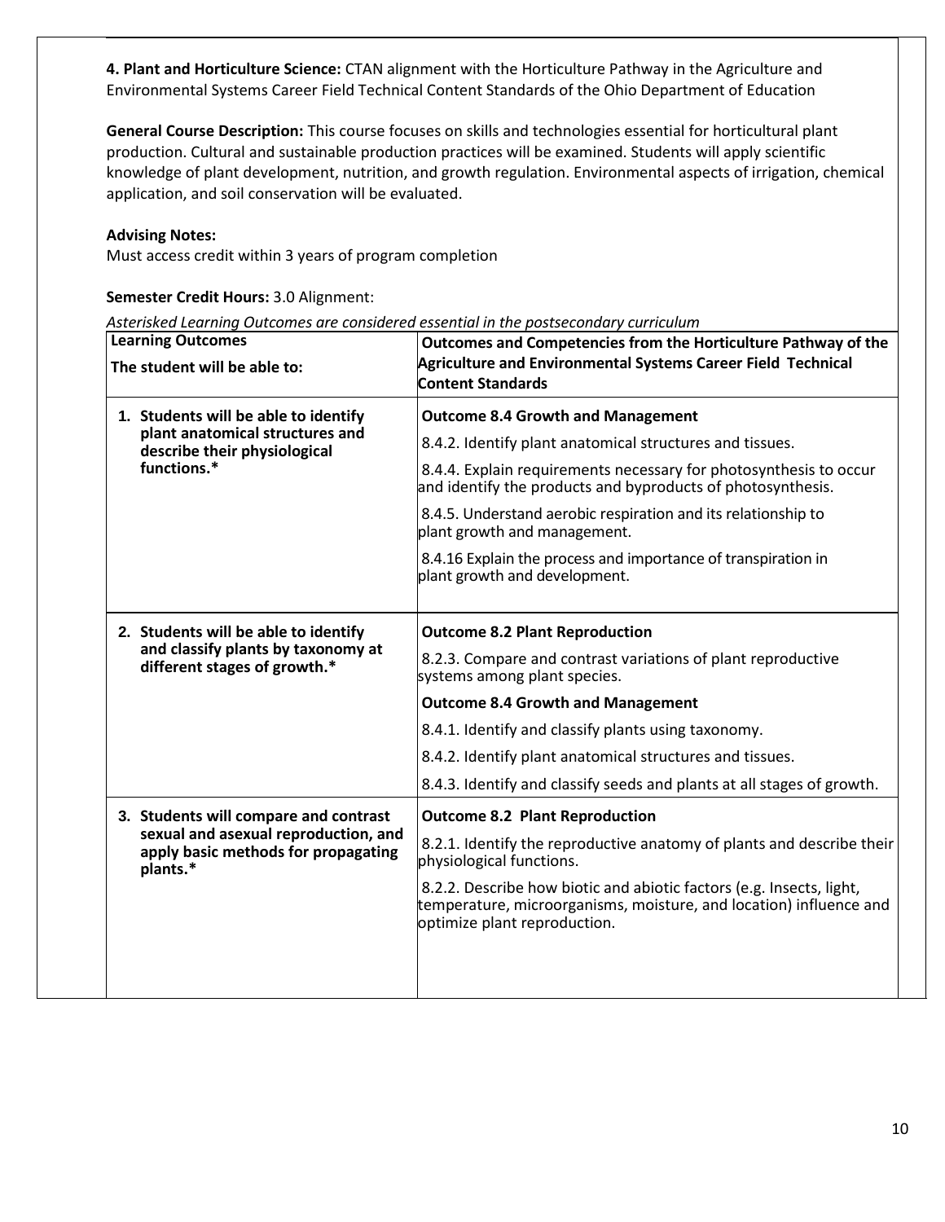**4. Plant and Horticulture Science:** CTAN alignment with the Horticulture Pathway in the Agriculture and Environmental Systems Career Field Technical Content Standards of the Ohio Department of Education

**General Course Description:** This course focuses on skills and technologies essential for horticultural plant production. Cultural and sustainable production practices will be examined. Students will apply scientific knowledge of plant development, nutrition, and growth regulation. Environmental aspects of irrigation, chemical application, and soil conservation will be evaluated.

**Advising Notes:**
Must access credit within 3 years of program completion

**Semester Credit Hours:** 3.0 Alignment:

*Asterisked Learning Outcomes are considered essential in the postsecondary curriculum*

| **Learning Outcomes**<br>**The student will be able to:** | **Outcomes and Competencies from the Horticulture Pathway of the Agriculture and Environmental Systems Career Field Technical Content Standards** |
|---|---|
| **1. Students will be able to identify plant anatomical structures and describe their physiological functions.*** | **Outcome 8.4 Growth and Management**<br>8.4.2. Identify plant anatomical structures and tissues.<br>8.4.4. Explain requirements necessary for photosynthesis to occur and identify the products and byproducts of photosynthesis.<br>8.4.5. Understand aerobic respiration and its relationship to plant growth and management.<br>8.4.16 Explain the process and importance of transpiration in plant growth and development. |
| **2. Students will be able to identify and classify plants by taxonomy at different stages of growth.*** | **Outcome 8.2 Plant Reproduction**<br>8.2.3. Compare and contrast variations of plant reproductive systems among plant species.<br>**Outcome 8.4 Growth and Management**<br>8.4.1. Identify and classify plants using taxonomy.<br>8.4.2. Identify plant anatomical structures and tissues.<br>8.4.3. Identify and classify seeds and plants at all stages of growth. |
| **3. Students will compare and contrast sexual and asexual reproduction, and apply basic methods for propagating plants.*** | **Outcome 8.2 Plant Reproduction**<br>8.2.1. Identify the reproductive anatomy of plants and describe their physiological functions.<br>8.2.2. Describe how biotic and abiotic factors (e.g. Insects, light, temperature, microorganisms, moisture, and location) influence and optimize plant reproduction. |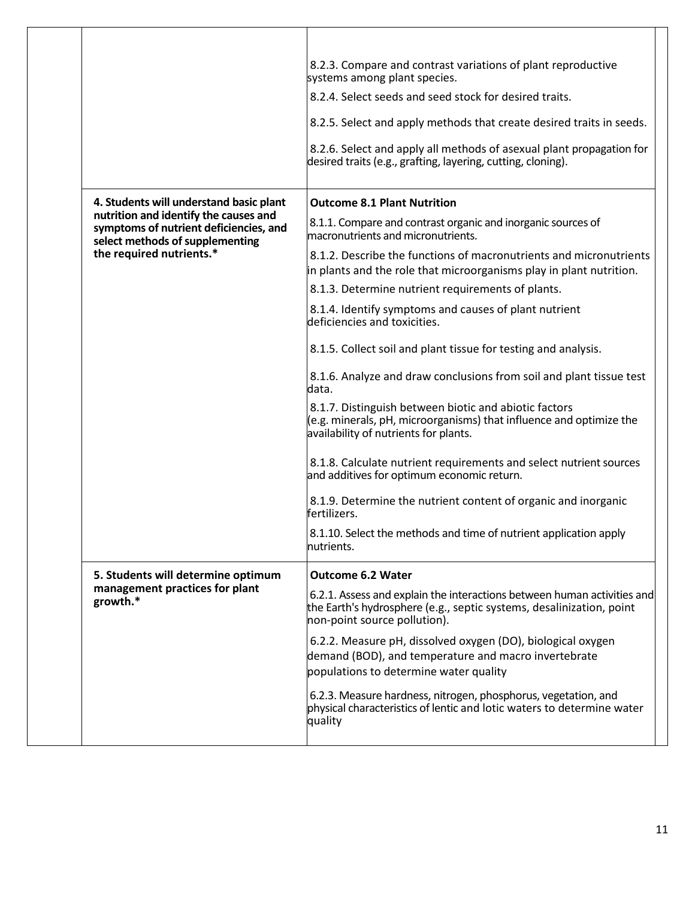| | | | |
|---|---|---|---|
| | | 8.2.3. Compare and contrast variations of plant reproductive systems among plant species.<br>8.2.4. Select seeds and seed stock for desired traits.<br>8.2.5. Select and apply methods that create desired traits in seeds.<br>8.2.6. Select and apply all methods of asexual plant propagation for desired traits (e.g., grafting, layering, cutting, cloning). | |
| | **4. Students will understand basic plant nutrition and identify the causes and symptoms of nutrient deficiencies, and select methods of supplementing the required nutrients.*** | **Outcome 8.1 Plant Nutrition**<br>8.1.1. Compare and contrast organic and inorganic sources of macronutrients and micronutrients.<br>8.1.2. Describe the functions of macronutrients and micronutrients in plants and the role that microorganisms play in plant nutrition.<br>8.1.3. Determine nutrient requirements of plants.<br>8.1.4. Identify symptoms and causes of plant nutrient deficiencies and toxicities.<br>8.1.5. Collect soil and plant tissue for testing and analysis.<br>8.1.6. Analyze and draw conclusions from soil and plant tissue test data.<br>8.1.7. Distinguish between biotic and abiotic factors (e.g. minerals, pH, microorganisms) that influence and optimize the availability of nutrients for plants.<br>8.1.8. Calculate nutrient requirements and select nutrient sources and additives for optimum economic return.<br>8.1.9. Determine the nutrient content of organic and inorganic fertilizers.<br>8.1.10. Select the methods and time of nutrient application apply nutrients. | |
| | **5. Students will determine optimum management practices for plant growth.*** | **Outcome 6.2 Water**<br>6.2.1. Assess and explain the interactions between human activities and the Earth's hydrosphere (e.g., septic systems, desalinization, point non-point source pollution).<br>6.2.2. Measure pH, dissolved oxygen (DO), biological oxygen demand (BOD), and temperature and macro invertebrate populations to determine water quality<br>6.2.3. Measure hardness, nitrogen, phosphorus, vegetation, and physical characteristics of lentic and lotic waters to determine water quality | |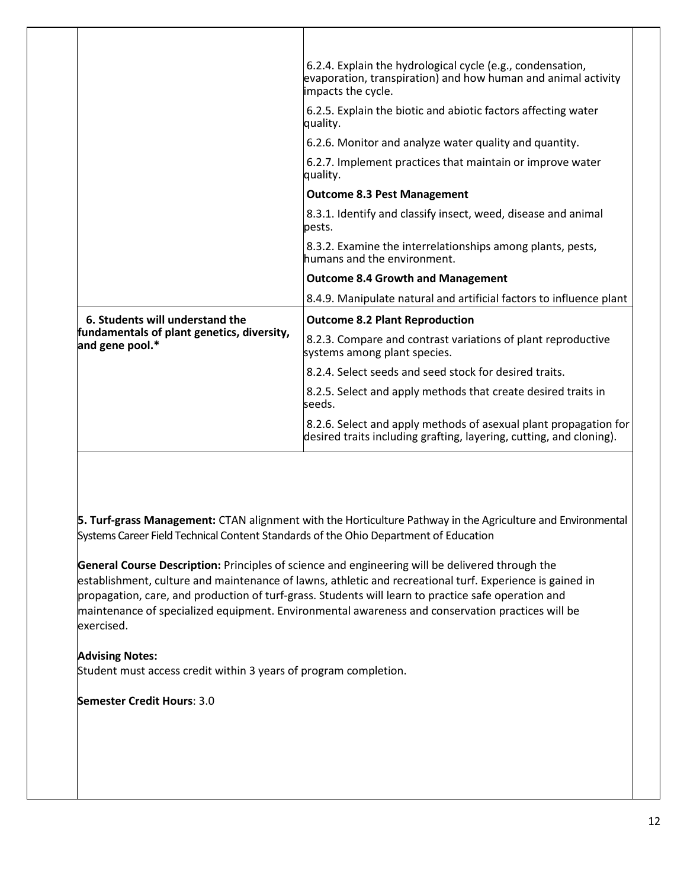| | |
|---|---|
| | 6.2.4. Explain the hydrological cycle (e.g., condensation, evaporation, transpiration) and how human and animal activity impacts the cycle. |
| | 6.2.5. Explain the biotic and abiotic factors affecting water quality. |
| | 6.2.6. Monitor and analyze water quality and quantity. |
| | 6.2.7. Implement practices that maintain or improve water quality. |
| | **Outcome 8.3 Pest Management** |
| | 8.3.1. Identify and classify insect, weed, disease and animal pests. |
| | 8.3.2. Examine the interrelationships among plants, pests, humans and the environment. |
| | **Outcome 8.4 Growth and Management** |
| | 8.4.9. Manipulate natural and artificial factors to influence plant |
| **6. Students will understand the fundamentals of plant genetics, diversity, and gene pool.*** | **Outcome 8.2 Plant Reproduction** |
| | 8.2.3. Compare and contrast variations of plant reproductive systems among plant species. |
| | 8.2.4. Select seeds and seed stock for desired traits. |
| | 8.2.5. Select and apply methods that create desired traits in seeds. |
| | 8.2.6. Select and apply methods of asexual plant propagation for desired traits including grafting, layering, cutting, and cloning). |

**5. Turf-grass Management:** CTAN alignment with the Horticulture Pathway in the Agriculture and Environmental Systems Career Field Technical Content Standards of the Ohio Department of Education

**General Course Description:** Principles of science and engineering will be delivered through the establishment, culture and maintenance of lawns, athletic and recreational turf. Experience is gained in propagation, care, and production of turf-grass. Students will learn to practice safe operation and maintenance of specialized equipment. Environmental awareness and conservation practices will be exercised.

**Advising Notes:**
Student must access credit within 3 years of program completion.

**Semester Credit Hours**: 3.0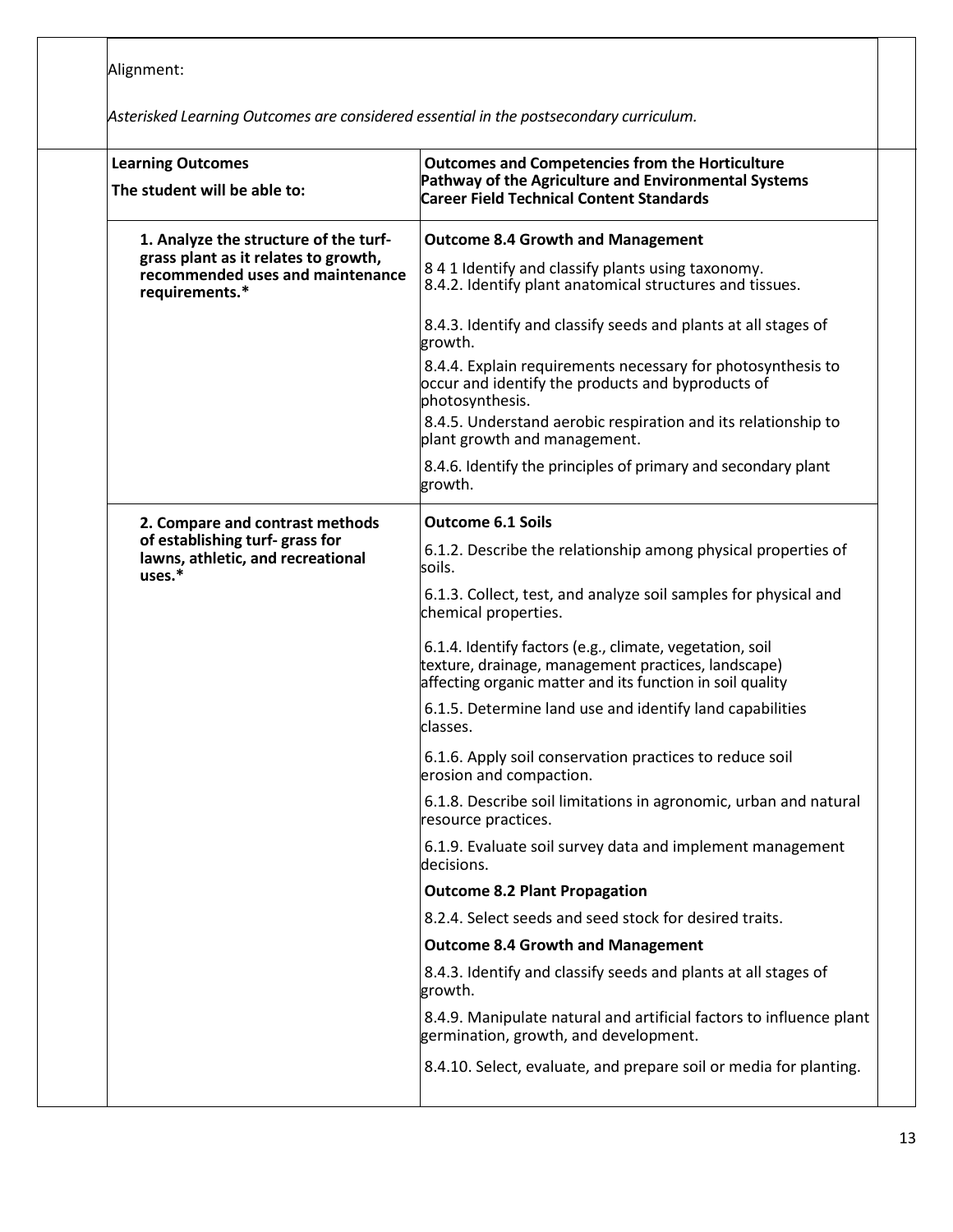Alignment:

*Asterisked Learning Outcomes are considered essential in the postsecondary curriculum.*

| Learning Outcomes<br>The student will be able to: | Outcomes and Competencies from the Horticulture Pathway of the Agriculture and Environmental Systems Career Field Technical Content Standards |
|---|---|
| **1. Analyze the structure of the turf-grass plant as it relates to growth, recommended uses and maintenance requirements.*** | **Outcome 8.4 Growth and Management**<br>8 4 1 Identify and classify plants using taxonomy.<br>8.4.2. Identify plant anatomical structures and tissues.<br>8.4.3. Identify and classify seeds and plants at all stages of growth.<br>8.4.4. Explain requirements necessary for photosynthesis to occur and identify the products and byproducts of photosynthesis.<br>8.4.5. Understand aerobic respiration and its relationship to plant growth and management.<br>8.4.6. Identify the principles of primary and secondary plant growth. |
| **2. Compare and contrast methods of establishing turf- grass for lawns, athletic, and recreational uses.*** | **Outcome 6.1 Soils**<br>6.1.2. Describe the relationship among physical properties of soils.<br>6.1.3. Collect, test, and analyze soil samples for physical and chemical properties.<br>6.1.4. Identify factors (e.g., climate, vegetation, soil texture, drainage, management practices, landscape) affecting organic matter and its function in soil quality<br>6.1.5. Determine land use and identify land capabilities classes.<br>6.1.6. Apply soil conservation practices to reduce soil erosion and compaction.<br>6.1.8. Describe soil limitations in agronomic, urban and natural resource practices.<br>6.1.9. Evaluate soil survey data and implement management decisions.<br>**Outcome 8.2 Plant Propagation**<br>8.2.4. Select seeds and seed stock for desired traits.<br>**Outcome 8.4 Growth and Management**<br>8.4.3. Identify and classify seeds and plants at all stages of growth.<br>8.4.9. Manipulate natural and artificial factors to influence plant germination, growth, and development.<br>8.4.10. Select, evaluate, and prepare soil or media for planting. |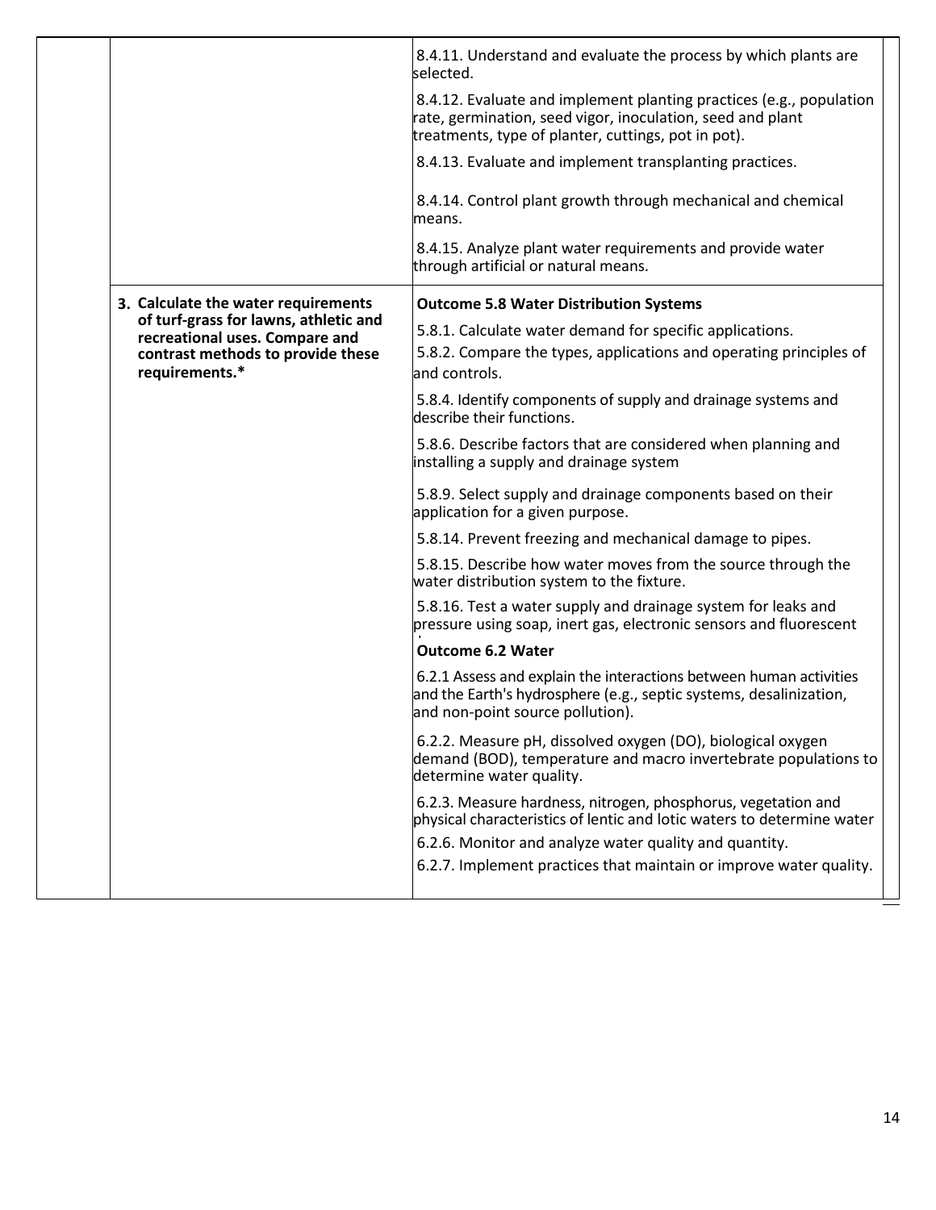|  |  |  |
|---|---|---|
|  |  | 8.4.11. Understand and evaluate the process by which plants are selected.<br><br>8.4.12. Evaluate and implement planting practices (e.g., population rate, germination, seed vigor, inoculation, seed and plant treatments, type of planter, cuttings, pot in pot).<br><br>8.4.13. Evaluate and implement transplanting practices.<br><br>8.4.14. Control plant growth through mechanical and chemical means.<br><br>8.4.15. Analyze plant water requirements and provide water through artificial or natural means. |
|  | **3. Calculate the water requirements of turf-grass for lawns, athletic and recreational uses. Compare and contrast methods to provide these requirements.*** | **Outcome 5.8 Water Distribution Systems**<br><br>5.8.1. Calculate water demand for specific applications.<br>5.8.2. Compare the types, applications and operating principles of and controls.<br><br>5.8.4. Identify components of supply and drainage systems and describe their functions.<br><br>5.8.6. Describe factors that are considered when planning and installing a supply and drainage system<br><br>5.8.9. Select supply and drainage components based on their application for a given purpose.<br><br>5.8.14. Prevent freezing and mechanical damage to pipes.<br><br>5.8.15. Describe how water moves from the source through the water distribution system to the fixture.<br><br>5.8.16. Test a water supply and drainage system for leaks and pressure using soap, inert gas, electronic sensors and fluorescent<br><br>**Outcome 6.2 Water**<br><br>6.2.1 Assess and explain the interactions between human activities and the Earth's hydrosphere (e.g., septic systems, desalinization, and non-point source pollution).<br><br>6.2.2. Measure pH, dissolved oxygen (DO), biological oxygen demand (BOD), temperature and macro invertebrate populations to determine water quality.<br><br>6.2.3. Measure hardness, nitrogen, phosphorus, vegetation and physical characteristics of lentic and lotic waters to determine water<br><br>6.2.6. Monitor and analyze water quality and quantity.<br>6.2.7. Implement practices that maintain or improve water quality. |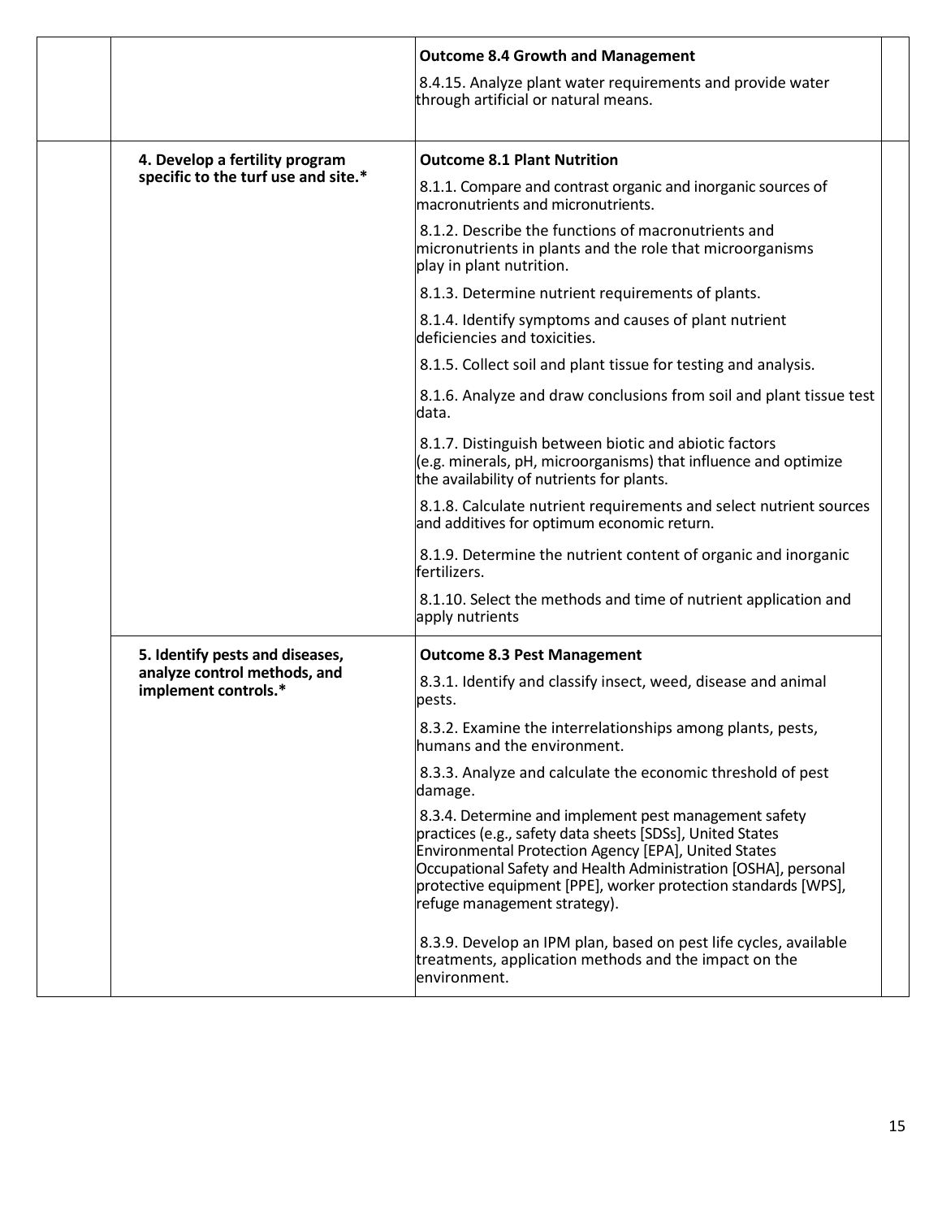| | | | |
|---|---|---|---|
| | | **Outcome 8.4 Growth and Management**<br><br>8.4.15. Analyze plant water requirements and provide water through artificial or natural means. | |
| | **4. Develop a fertility program specific to the turf use and site.*** | **Outcome 8.1 Plant Nutrition**<br><br>8.1.1. Compare and contrast organic and inorganic sources of macronutrients and micronutrients.<br><br>8.1.2. Describe the functions of macronutrients and micronutrients in plants and the role that microorganisms play in plant nutrition.<br><br>8.1.3. Determine nutrient requirements of plants.<br><br>8.1.4. Identify symptoms and causes of plant nutrient deficiencies and toxicities.<br><br>8.1.5. Collect soil and plant tissue for testing and analysis.<br><br>8.1.6. Analyze and draw conclusions from soil and plant tissue test data.<br><br>8.1.7. Distinguish between biotic and abiotic factors (e.g. minerals, pH, microorganisms) that influence and optimize the availability of nutrients for plants.<br><br>8.1.8. Calculate nutrient requirements and select nutrient sources and additives for optimum economic return.<br><br>8.1.9. Determine the nutrient content of organic and inorganic fertilizers.<br><br>8.1.10. Select the methods and time of nutrient application and apply nutrients | |
| | **5. Identify pests and diseases, analyze control methods, and implement controls.*** | **Outcome 8.3 Pest Management**<br><br>8.3.1. Identify and classify insect, weed, disease and animal pests.<br><br>8.3.2. Examine the interrelationships among plants, pests, humans and the environment.<br><br>8.3.3. Analyze and calculate the economic threshold of pest damage.<br><br>8.3.4. Determine and implement pest management safety practices (e.g., safety data sheets [SDSs], United States Environmental Protection Agency [EPA], United States Occupational Safety and Health Administration [OSHA], personal protective equipment [PPE], worker protection standards [WPS], refuge management strategy).<br><br>8.3.9. Develop an IPM plan, based on pest life cycles, available treatments, application methods and the impact on the environment. | |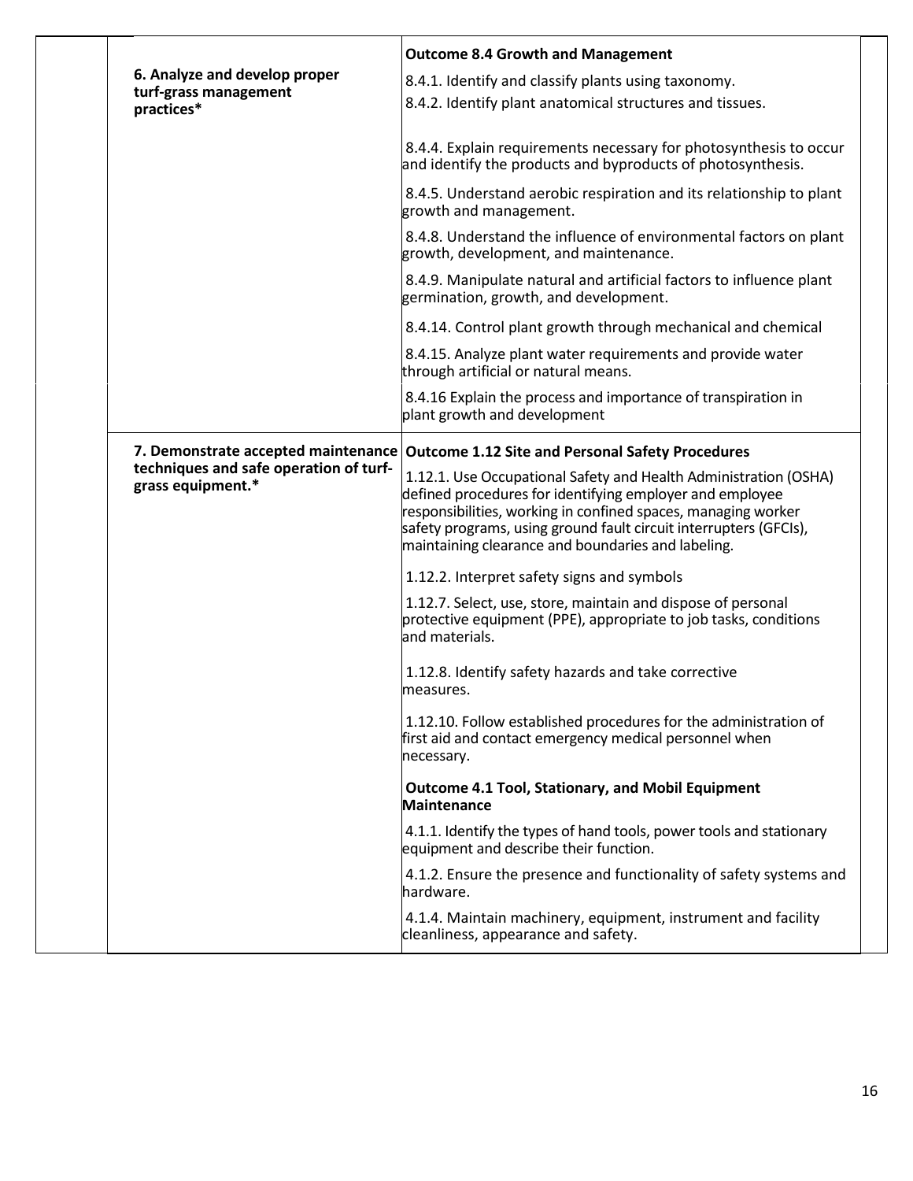| | | |
|---|---|---|
| 6. Analyze and develop proper turf-grass management practices* | **Outcome 8.4 Growth and Management** | |
| | 8.4.1. Identify and classify plants using taxonomy. | |
| | 8.4.2. Identify plant anatomical structures and tissues. | |
| | 8.4.4. Explain requirements necessary for photosynthesis to occur and identify the products and byproducts of photosynthesis. | |
| | 8.4.5. Understand aerobic respiration and its relationship to plant growth and management. | |
| | 8.4.8. Understand the influence of environmental factors on plant growth, development, and maintenance. | |
| | 8.4.9. Manipulate natural and artificial factors to influence plant germination, growth, and development. | |
| | 8.4.14. Control plant growth through mechanical and chemical | |
| | 8.4.15. Analyze plant water requirements and provide water through artificial or natural means. | |
| | 8.4.16 Explain the process and importance of transpiration in plant growth and development | |
| 7. Demonstrate accepted maintenance techniques and safe operation of turf-grass equipment.* | **Outcome 1.12 Site and Personal Safety Procedures** | |
| | 1.12.1. Use Occupational Safety and Health Administration (OSHA) defined procedures for identifying employer and employee responsibilities, working in confined spaces, managing worker safety programs, using ground fault circuit interrupters (GFCIs), maintaining clearance and boundaries and labeling. | |
| | 1.12.2. Interpret safety signs and symbols | |
| | 1.12.7. Select, use, store, maintain and dispose of personal protective equipment (PPE), appropriate to job tasks, conditions and materials. | |
| | 1.12.8. Identify safety hazards and take corrective measures. | |
| | 1.12.10. Follow established procedures for the administration of first aid and contact emergency medical personnel when necessary. | |
| | **Outcome 4.1 Tool, Stationary, and Mobil Equipment Maintenance** | |
| | 4.1.1. Identify the types of hand tools, power tools and stationary equipment and describe their function. | |
| | 4.1.2. Ensure the presence and functionality of safety systems and hardware. | |
| | 4.1.4. Maintain machinery, equipment, instrument and facility cleanliness, appearance and safety. | |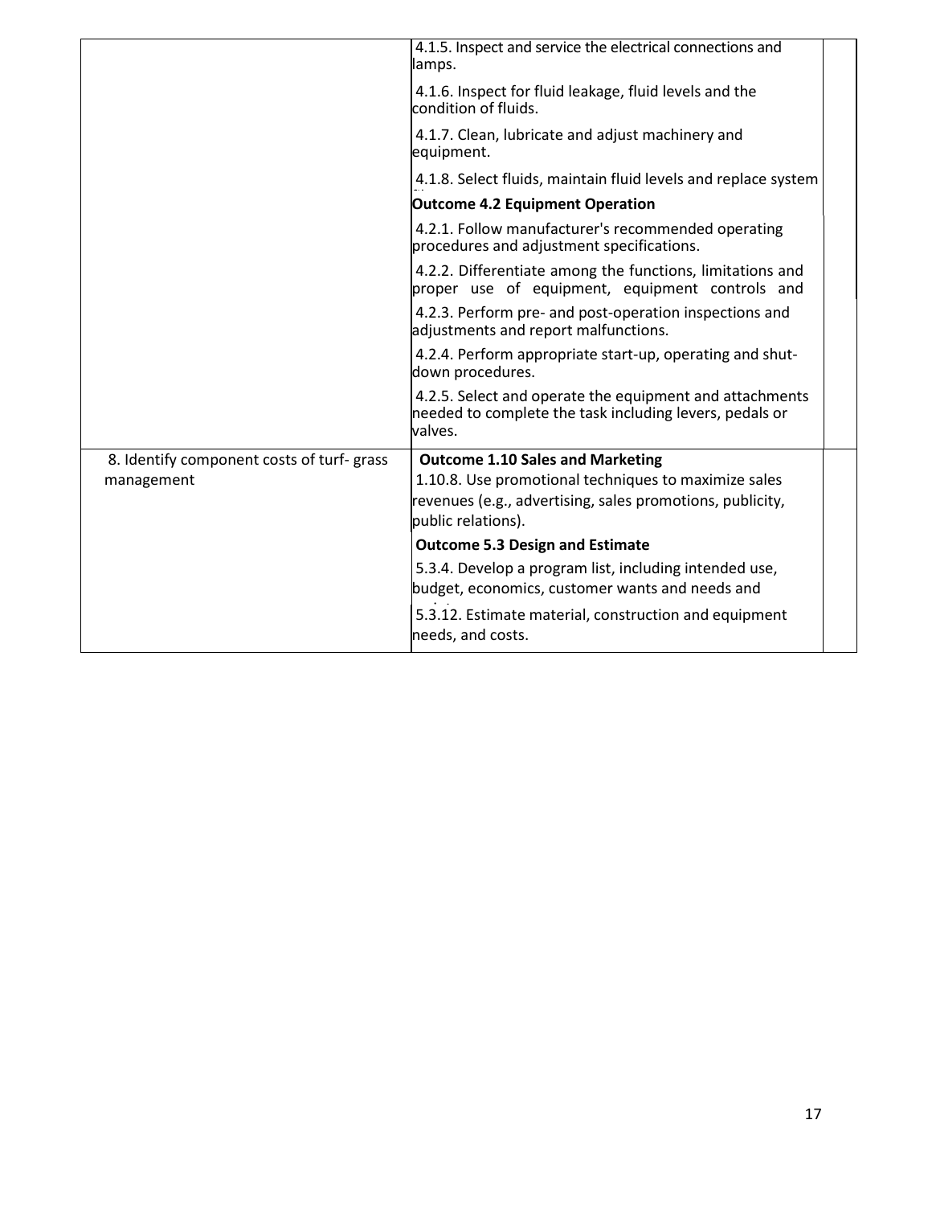| | | |
|---|---|---|
| | 4.1.5. Inspect and service the electrical connections and lamps. | |
| | 4.1.6. Inspect for fluid leakage, fluid levels and the condition of fluids. | |
| | 4.1.7. Clean, lubricate and adjust machinery and equipment. | |
| | 4.1.8. Select fluids, maintain fluid levels and replace system | |
| | **Outcome 4.2 Equipment Operation** | |
| | 4.2.1. Follow manufacturer's recommended operating procedures and adjustment specifications. | |
| | 4.2.2. Differentiate among the functions, limitations and proper use of equipment, equipment controls and | |
| | 4.2.3. Perform pre- and post-operation inspections and adjustments and report malfunctions. | |
| | 4.2.4. Perform appropriate start-up, operating and shut-down procedures. | |
| | 4.2.5. Select and operate the equipment and attachments needed to complete the task including levers, pedals or valves. | |
| 8. Identify component costs of turf- grass management | **Outcome 1.10 Sales and Marketing**<br>1.10.8. Use promotional techniques to maximize sales revenues (e.g., advertising, sales promotions, publicity, public relations). | |
| | **Outcome 5.3 Design and Estimate** | |
| | 5.3.4. Develop a program list, including intended use, budget, economics, customer wants and needs and | |
| | 5.3.12. Estimate material, construction and equipment needs, and costs. | |